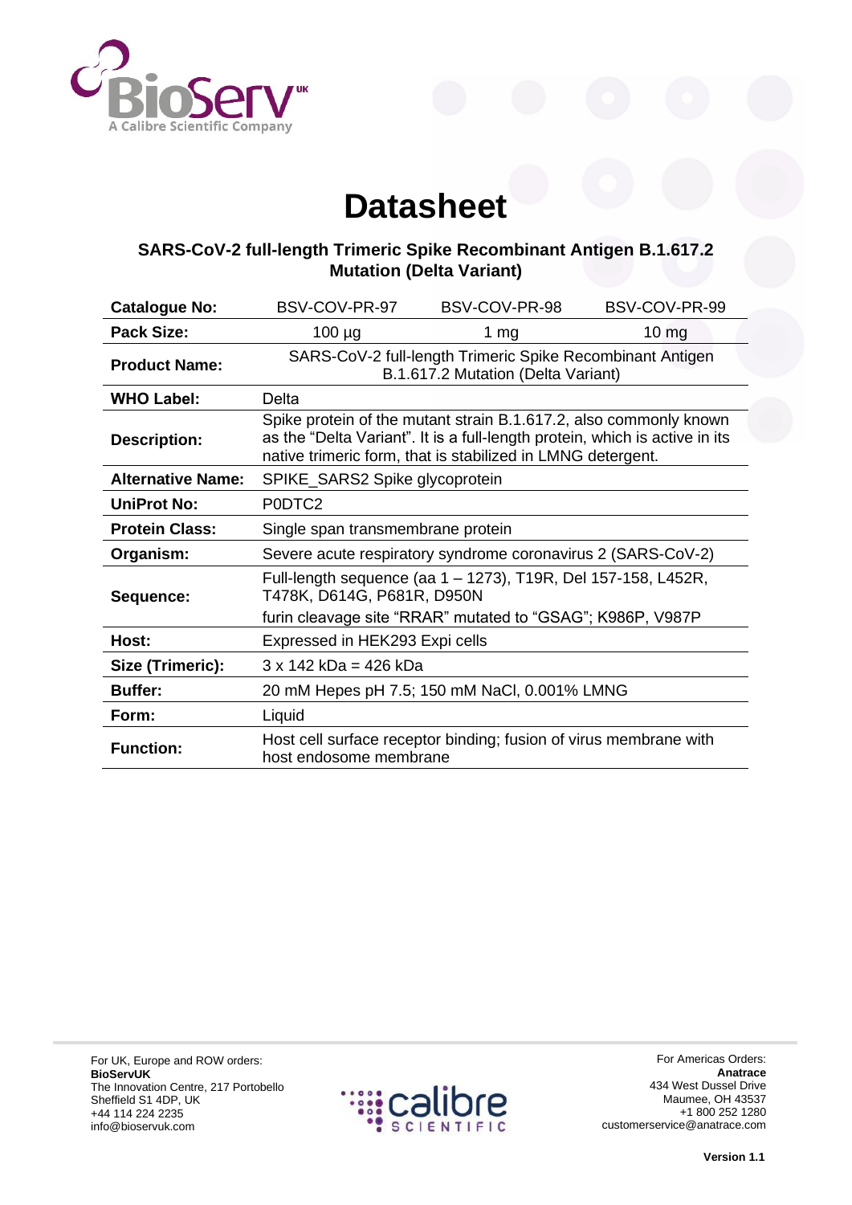# Datasheet

## SARS-CoV-2 full-length Trimeric Spike Recombinant Antigen B.1.617.2 Mutation (Delta Variant)

| **Catalogue No:** | BSV-COV-PR-97 | BSV-COV-PR-98 | BSV-COV-PR-99 |
|---|---|---|---|
| **Pack Size:** | 100 µg | 1 mg | 10 mg |
| **Product Name:** | SARS-CoV-2 full-length Trimeric Spike Recombinant Antigen B.1.617.2 Mutation (Delta Variant) | | |
| **WHO Label:** | Delta | | |
| **Description:** | Spike protein of the mutant strain B.1.617.2, also commonly known as the "Delta Variant". It is a full-length protein, which is active in its native trimeric form, that is stabilized in LMNG detergent. | | |
| **Alternative Name:** | SPIKE_SARS2 Spike glycoprotein | | |
| **UniProt No:** | P0DTC2 | | |
| **Protein Class:** | Single span transmembrane protein | | |
| **Organism:** | Severe acute respiratory syndrome coronavirus 2 (SARS-CoV-2) | | |
| **Sequence:** | Full-length sequence (aa 1 – 1273), T19R, Del 157-158, L452R, T478K, D614G, P681R, D950N<br>furin cleavage site "RRAR" mutated to "GSAG"; K986P, V987P | | |
| **Host:** | Expressed in HEK293 Expi cells | | |
| **Size (Trimeric):** | 3 x 142 kDa = 426 kDa | | |
| **Buffer:** | 20 mM Hepes pH 7.5; 150 mM NaCl, 0.001% LMNG | | |
| **Form:** | Liquid | | |
| **Function:** | Host cell surface receptor binding; fusion of virus membrane with host endosome membrane | | |

For UK, Europe and ROW orders:
**BioServUK**
The Innovation Centre, 217 Portobello
Sheffield S1 4DP, UK
+44 114 224 2235
info@bioservuk.com

For Americas Orders:
**Anatrace**
434 West Dussel Drive
Maumee, OH 43537
+1 800 252 1280
customerservice@anatrace.com

**Version 1.1**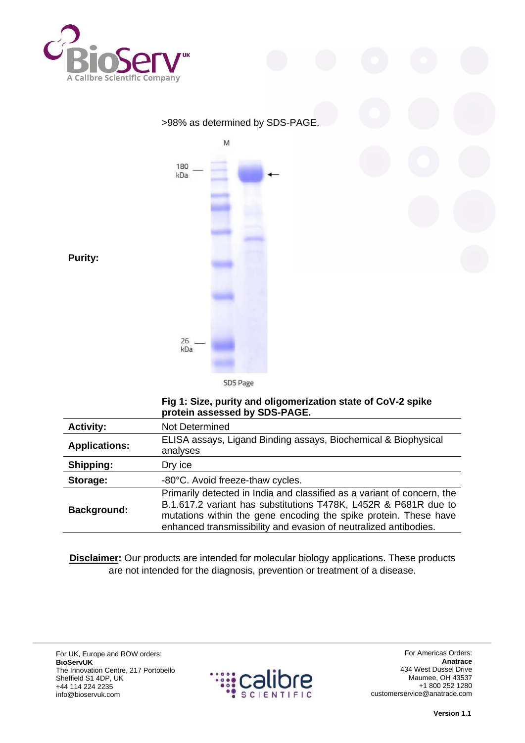| | |
|---|---|
| **Purity:** | >98% as determined by SDS-PAGE. |

M

180 kDa

26 kDa

SDS Page

**Fig 1: Size, purity and oligomerization state of CoV-2 spike protein assessed by SDS-PAGE.**

| | |
|---|---|
| **Activity:** | Not Determined |
| **Applications:** | ELISA assays, Ligand Binding assays, Biochemical & Biophysical analyses |
| **Shipping:** | Dry ice |
| **Storage:** | -80°C. Avoid freeze-thaw cycles. |
| **Background:** | Primarily detected in India and classified as a variant of concern, the B.1.617.2 variant has substitutions T478K, L452R & P681R due to mutations within the gene encoding the spike protein. These have enhanced transmissibility and evasion of neutralized antibodies. |

**Disclaimer:** Our products are intended for molecular biology applications. These products are not intended for the diagnosis, prevention or treatment of a disease.

For UK, Europe and ROW orders:
**BioServUK**
The Innovation Centre, 217 Portobello
Sheffield S1 4DP, UK
+44 114 224 2235
info@bioservuk.com

For Americas Orders:
**Anatrace**
434 West Dussel Drive
Maumee, OH 43537
+1 800 252 1280
customerservice@anatrace.com

**Version 1.1**